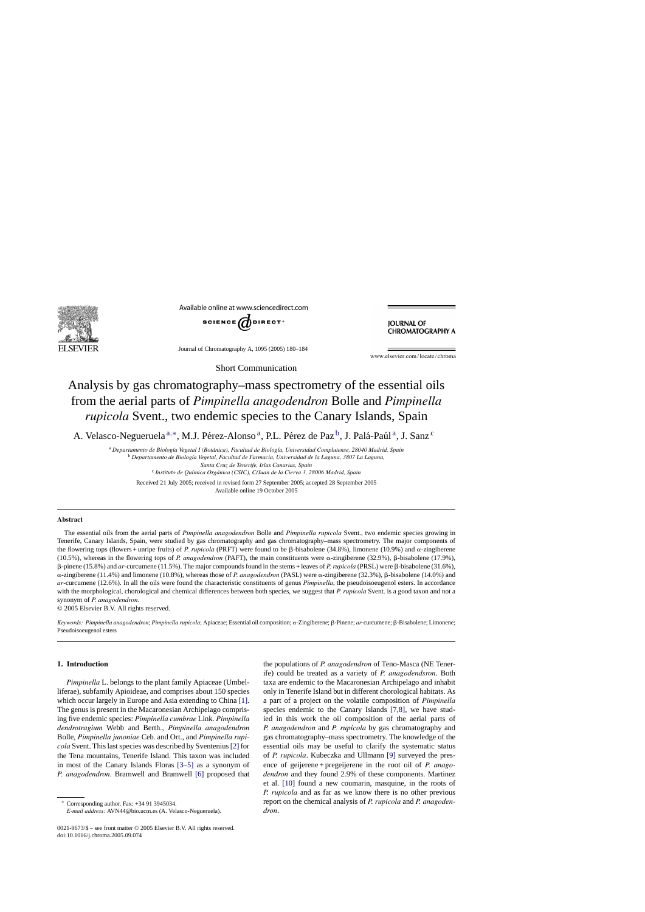Short Communication

# Analysis by gas chromatography–mass spectrometry of the essential oils from the aerial parts of *Pimpinella anagodendron* Bolle and *Pimpinella rupicola* Svent., two endemic species to the Canary Islands, Spain

A. Velasco-Negueruela [a,*], M.J. Pérez-Alonso [a], P.L. Pérez de Paz [b], J. Palá-Paúl [a], J. Sanz [c]

[a] *Departamento de Biología Vegetal I (Botánica), Facultad de Biología, Universidad Complutense, 28040 Madrid, Spain*
[b] *Departamento de Biología Vegetal, Facultad de Farmacia, Universidad de la Laguna, 3807 La Laguna, Santa Cruz de Tenerife, Islas Canarias, Spain*
[c] *Instituto de Química Orgánica (CSIC), C/Juan de la Cierva 3, 28006 Madrid, Spain*

Received 21 July 2005; received in revised form 27 September 2005; accepted 28 September 2005
Available online 19 October 2005

## Abstract

The essential oils from the aerial parts of *Pimpinella anagodendron* Bolle and *Pimpinella rupicola* Svent., two endemic species growing in Tenerife, Canary Islands, Spain, were studied by gas chromatography and gas chromatography–mass spectrometry. The major components of the flowering tops (flowers + unripe fruits) of *P. rupicola* (PRFT) were found to be β-bisabolene (34.8%), limonene (10.9%) and α-zingiberene (10.5%), whereas in the flowering tops of *P. anagodendron* (PAFT), the main constituents were α-zingiberene (32.9%), β-bisabolene (17.9%), β-pinene (15.8%) and *ar*-curcumene (11.5%). The major compounds found in the stems + leaves of *P. rupicola* (PRSL) were β-bisabolene (31.6%), α-zingiberene (11.4%) and limonene (10.8%), whereas those of *P. anagodendron* (PASL) were α-zingiberene (32.3%), β-bisabolene (14.0%) and *ar*-curcumene (12.6%). In all the oils were found the characteristic constituents of genus *Pimpinella*, the pseudoisoeugenol esters. In accordance with the morphological, chorological and chemical differences between both species, we suggest that *P. rupicola* Svent. is a good taxon and not a synonym of *P. anagodendron*.

© 2005 Elsevier B.V. All rights reserved.

*Keywords:* *Pimpinella anagodendron*; *Pimpinella rupicola*; Apiaceae; Essential oil composition; α-Zingiberene; β-Pinene; *ar*-curcumene; β-Bisabolene; Limonene; Pseudoisoeugenol esters

## 1. Introduction

*Pimpinella* L. belongs to the plant family Apiaceae (Umbelliferae), subfamily Apioideae, and comprises about 150 species which occur largely in Europe and Asia extending to China [1]. The genus is present in the Macaronesian Archipelago comprising five endemic species: *Pimpinella cumbrae* Link. *Pimpinella dendrotragium* Webb and Berth., *Pimpinella anagodendron* Bolle, *Pimpinella junoniae* Ceb. and Ort., and *Pimpinella rupicola* Svent. This last species was described by Sventenius [2] for the Tena mountains, Tenerife Island. This taxon was included in most of the Canary Islands Floras [3–5] as a synonym of *P. anagodendron*. Bramwell and Bramwell [6] proposed that the populations of *P. anagodendron* of Teno-Masca (NE Tenerife) could be treated as a variety of *P. anagodendsron*. Both taxa are endemic to the Macaronesian Archipelago and inhabit only in Tenerife Island but in different chorological habitats. As a part of a project on the volatile composition of *Pimpinella* species endemic to the Canary Islands [7,8], we have studied in this work the oil composition of the aerial parts of *P. anagodendron* and *P. rupicola* by gas chromatography and gas chromatography–mass spectrometry. The knowledge of the essential oils may be useful to clarify the systematic status of *P. rupicola*. Kubeczka and Ullmann [9] surveyed the presence of geijerene + pregeijerene in the root oil of *P. anagodendron* and they found 2.9% of these components. Martinez et al. [10] found a new coumarin, masquine, in the roots of *P. rupicola* and as far as we know there is no other previous report on the chemical analysis of *P. rupicola* and *P. anagodendron*.

* Corresponding author. Fax: +34 91 3945034.
*E-mail address:* AVN44@bio.ucm.es (A. Velasco-Negueruela).

0021-9673/$ – see front matter © 2005 Elsevier B.V. All rights reserved.
doi:10.1016/j.chroma.2005.09.074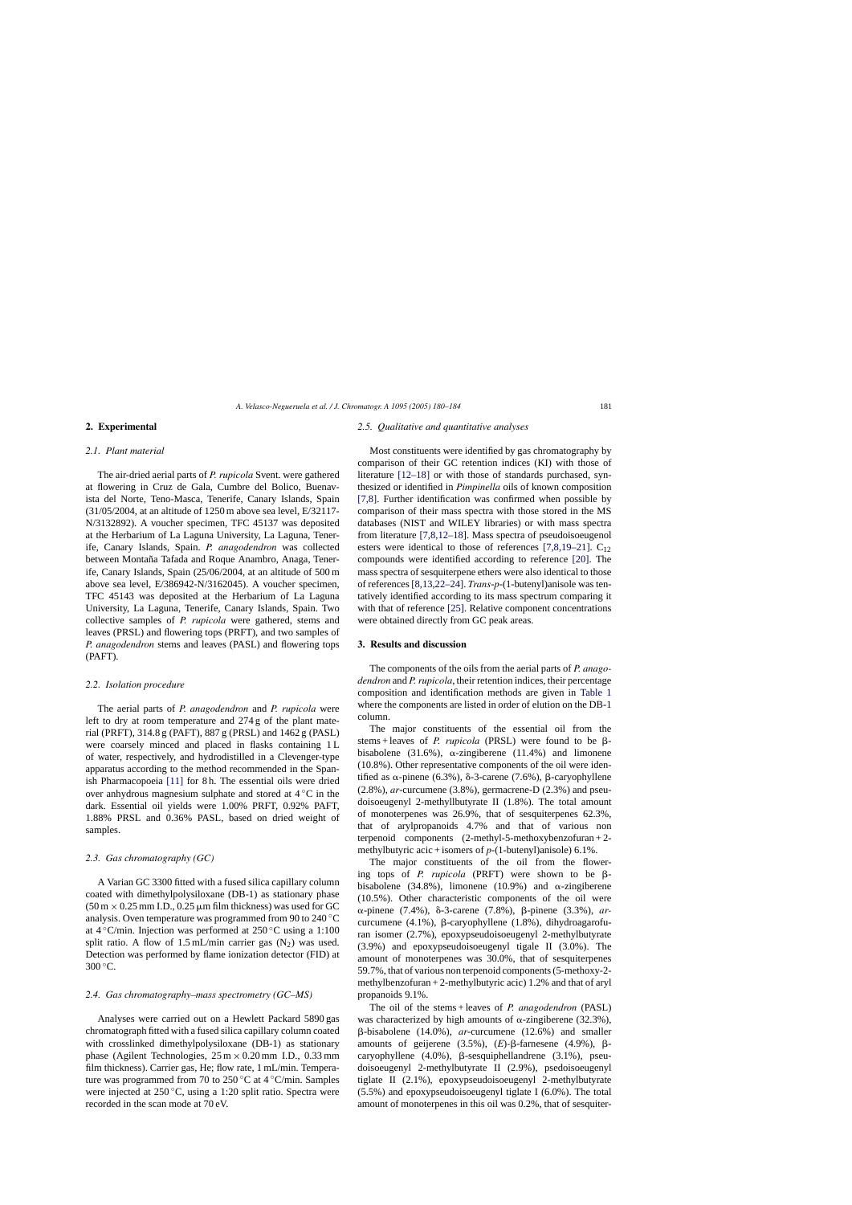## 2. Experimental

### 2.1. Plant material

The air-dried aerial parts of *P. rupicola* Svent. were gathered at flowering in Cruz de Gala, Cumbre del Bolico, Buenavista del Norte, Teno-Masca, Tenerife, Canary Islands, Spain (31/05/2004, at an altitude of 1250 m above sea level, E/32117-N/3132892). A voucher specimen, TFC 45137 was deposited at the Herbarium of La Laguna University, La Laguna, Tenerife, Canary Islands, Spain. *P. anagodendron* was collected between Montaña Tafada and Roque Anambro, Anaga, Tenerife, Canary Islands, Spain (25/06/2004, at an altitude of 500 m above sea level, E/386942-N/3162045). A voucher specimen, TFC 45143 was deposited at the Herbarium of La Laguna University, La Laguna, Tenerife, Canary Islands, Spain. Two collective samples of *P. rupicola* were gathered, stems and leaves (PRSL) and flowering tops (PRFT), and two samples of *P. anagodendron* stems and leaves (PASL) and flowering tops (PAFT).

### 2.2. Isolation procedure

The aerial parts of *P. anagodendron* and *P. rupicola* were left to dry at room temperature and 274 g of the plant material (PRFT), 314.8 g (PAFT), 887 g (PRSL) and 1462 g (PASL) were coarsely minced and placed in flasks containing 1 L of water, respectively, and hydrodistilled in a Clevenger-type apparatus according to the method recommended in the Spanish Pharmacopoeia [11] for 8 h. The essential oils were dried over anhydrous magnesium sulphate and stored at 4 °C in the dark. Essential oil yields were 1.00% PRFT, 0.92% PAFT, 1.88% PRSL and 0.36% PASL, based on dried weight of samples.

### 2.3. Gas chromatography (GC)

A Varian GC 3300 fitted with a fused silica capillary column coated with dimethylpolysiloxane (DB-1) as stationary phase (50 m × 0.25 mm I.D., 0.25 μm film thickness) was used for GC analysis. Oven temperature was programmed from 90 to 240 °C at 4 °C/min. Injection was performed at 250 °C using a 1:100 split ratio. A flow of 1.5 mL/min carrier gas ($N_2$) was used. Detection was performed by flame ionization detector (FID) at 300 °C.

### 2.4. Gas chromatography–mass spectrometry (GC–MS)

Analyses were carried out on a Hewlett Packard 5890 gas chromatograph fitted with a fused silica capillary column coated with crosslinked dimethylpolysiloxane (DB-1) as stationary phase (Agilent Technologies, 25 m × 0.20 mm I.D., 0.33 mm film thickness). Carrier gas, He; flow rate, 1 mL/min. Temperature was programmed from 70 to 250 °C at 4 °C/min. Samples were injected at 250 °C, using a 1:20 split ratio. Spectra were recorded in the scan mode at 70 eV.

### 2.5. Qualitative and quantitative analyses

Most constituents were identified by gas chromatography by comparison of their GC retention indices (KI) with those of literature [12–18] or with those of standards purchased, synthesized or identified in *Pimpinella* oils of known composition [7,8]. Further identification was confirmed when possible by comparison of their mass spectra with those stored in the MS databases (NIST and WILEY libraries) or with mass spectra from literature [7,8,12–18]. Mass spectra of pseudoisoeugenol esters were identical to those of references [7,8,19–21]. $C_{12}$ compounds were identified according to reference [20]. The mass spectra of sesquiterpene ethers were also identical to those of references [8,13,22–24]. *Trans-p*-(1-butenyl)anisole was tentatively identified according to its mass spectrum comparing it with that of reference [25]. Relative component concentrations were obtained directly from GC peak areas.

## 3. Results and discussion

The components of the oils from the aerial parts of *P. anagodendron* and *P. rupicola*, their retention indices, their percentage composition and identification methods are given in Table 1 where the components are listed in order of elution on the DB-1 column.

The major constituents of the essential oil from the stems + leaves of *P. rupicola* (PRSL) were found to be β-bisabolene (31.6%), α-zingiberene (11.4%) and limonene (10.8%). Other representative components of the oil were identified as α-pinene (6.3%), δ-3-carene (7.6%), β-caryophyllene (2.8%), *ar*-curcumene (3.8%), germacrene-D (2.3%) and pseudoisoeugenyl 2-methyllbutyrate II (1.8%). The total amount of monoterpenes was 26.9%, that of sesquiterpenes 62.3%, that of arylpropanoids 4.7% and that of various non terpenoid components (2-methyl-5-methoxybenzofuran + 2-methylbutyric acic + isomers of *p*-(1-butenyl)anisole) 6.1%.

The major constituents of the oil from the flowering tops of *P. rupicola* (PRFT) were shown to be β-bisabolene (34.8%), limonene (10.9%) and α-zingiberene (10.5%). Other characteristic components of the oil were α-pinene (7.4%), δ-3-carene (7.8%), β-pinene (3.3%), *ar*-curcumene (4.1%), β-caryophyllene (1.8%), dihydroagarofuran isomer (2.7%), epoxypseudoisoeugenyl 2-methylbutyrate (3.9%) and epoxypseudoisoeugenyl tigale II (3.0%). The amount of monoterpenes was 30.0%, that of sesquiterpenes 59.7%, that of various non terpenoid components (5-methoxy-2-methylbenzofuran + 2-methylbutyric acic) 1.2% and that of aryl propanoids 9.1%.

The oil of the stems + leaves of *P. anagodendron* (PASL) was characterized by high amounts of α-zingiberene (32.3%), β-bisabolene (14.0%), *ar*-curcumene (12.6%) and smaller amounts of geijerene (3.5%), (*E*)-β-farnesene (4.9%), β-caryophyllene (4.0%), β-sesquiphellandrene (3.1%), pseudoisoeugenyl 2-methylbutyrate II (2.9%), psedoisoeugenyl tiglate II (2.1%), epoxypseudoisoeugenyl 2-methylbutyrate (5.5%) and epoxypseudoisoeugenyl tiglate I (6.0%). The total amount of monoterpenes in this oil was 0.2%, that of sesquiter-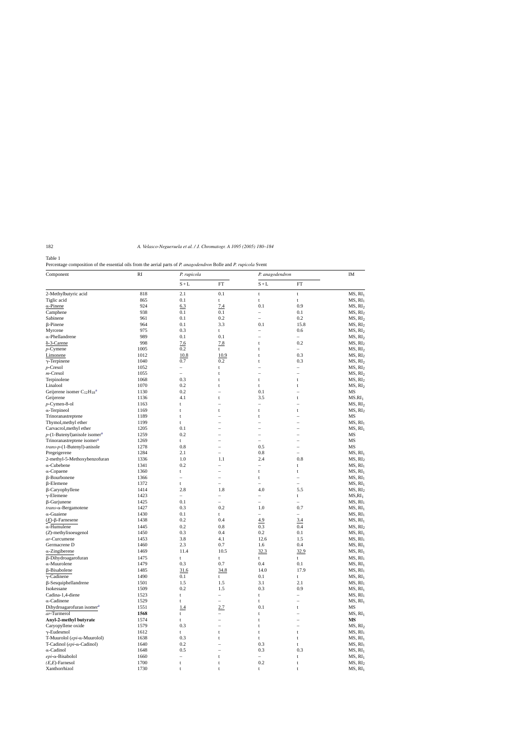Table 1
Percentage composition of the essential oils from the aerial parts of *P. anagodendron* Bolle and *P. rupicola* Svent

| Component | RI | *P. rupicola* | | *P. anagodendron* | | IM |
|---|---|---|---|---|---|---|
| | | S + L | FT | S + L | FT | |
| 2-Methylbutyric acid | 818 | 2.1 | 0.1 | t | t | MS, $RI_1$ |
| Tiglic acid | 865 | 0.1 | t | t | t | MS, $RI_1$ |
| α-Pinene | 924 | 6.3 | 7.4 | 0.1 | 0.9 | MS, $RI_2$ |
| Camphene | 938 | 0.1 | 0.1 | – | 0.1 | MS, $RI_2$ |
| Sabinene | 961 | 0.1 | 0.2 | – | 0.2 | MS, $RI_2$ |
| β-Pinene | 964 | 0.1 | 3.3 | 0.1 | 15.8 | MS, $RI_2$ |
| Myrcene | 975 | 0.3 | t | – | 0.6 | MS, $RI_2$ |
| α-Phellandrene | 989 | 0.1 | 0.1 | – | – | MS, $RI_2$ |
| δ-3-Carene | 998 | 7.6 | 7.8 | t | 0.2 | MS, $RI_2$ |
| *p*-Cymene | 1005 | 0.2 | t | t | – | MS, $RI_2$ |
| Limonene | 1012 | 10.8 | 10.9 | t | 0.3 | MS, $RI_2$ |
| γ-Terpinene | 1040 | 0.7 | 0.2 | t | 0.3 | MS, $RI_2$ |
| *p*-Cresol | 1052 | – | t | – | – | MS, $RI_2$ |
| *m*-Cresol | 1055 | – | t | – | – | MS, $RI_2$ |
| Terpinolene | 1068 | 0.3 | t | t | t | MS, $RI_2$ |
| Linalool | 1070 | 0.2 | t | t | t | MS, $RI_2$ |
| Geijerene isomer $C_{12}H_{18}$[a] | 1130 | 0.2 | – | 0.1 | – | MS |
| Geijerene | 1136 | 4.1 | t | 3.5 | t | MS.$RI_1$ |
| *p*-Cymen-8-ol | 1163 | t | – | – | – | MS, $RI_2$ |
| α-Terpineol | 1169 | t | t | t | t | MS, $RI_2$ |
| Trinoranastreptene | 1189 | t | – | t | – | MS |
| Thymol,methyl ether | 1199 | t | – | – | – | MS, $RI_1$ |
| Carvacrol,methyl ether | 1205 | 0.1 | – | – | – | MS, $RI_1$ |
| *p*-(1-Butenyl)anisole isomer[a] | 1259 | 0.2 | – | – | – | MS |
| Trinoranastreptene isomer[a] | 1269 | t | – | – | – | MS |
| *trans*-*p*-(1-Butenyl)-anisole | 1278 | 0.8 | – | 0.5 | – | MS |
| Pregeigerene | 1284 | 2.1 | – | 0.8 | – | MS, $RI_1$ |
| 2-methyl-5-Methoxybenzofuran | 1336 | 1.0 | 1.1 | 2.4 | 0.8 | MS, $RI_2$ |
| α-Cubebene | 1341 | 0.2 | – | – | t | MS, $RI_1$ |
| α-Copaene | 1360 | t | – | t | t | MS, $RI_1$ |
| β-Bourbonene | 1366 | – | – | t | – | MS, $RI_1$ |
| β-Elemene | 1372 | t | – | – | – | MS, $RI_1$ |
| β-Caryophyllene | 1414 | 2.8 | 1.8 | 4.0 | 5.5 | MS, $RI_2$ |
| γ-Elemene | 1423 | – | – | – | t | MS,$RI_1$ |
| β-Gurjunene | 1425 | 0.1 | – | – | – | MS, $RI_1$ |
| *trans*-α-Bergamotene | 1427 | 0.3 | 0.2 | 1.0 | 0.7 | MS, $RI_1$ |
| α-Guaiene | 1430 | 0.1 | t | – | – | MS, $RI_1$ |
| (*E*)-β-Farnesene | 1438 | 0.2 | 0.4 | 4.9 | 3.4 | MS, $RI_1$ |
| α-Humulene | 1445 | 0.2 | 0.8 | 0.3 | 0.4 | MS, $RI_2$ |
| (*Z*)-methylisoeugenol | 1450 | 0.3 | 0.4 | 0.2 | 0.1 | MS, $RI_1$ |
| *ar*-Curcumene | 1453 | 3.8 | 4.1 | 12.6 | 1.5 | MS, $RI_1$ |
| Germacrene D | 1460 | 2.3 | 0.7 | 1.6 | 0.4 | MS, $RI_1$ |
| α-Zingiberene | 1469 | 11.4 | 10.5 | 32.3 | 32.9 | MS, $RI_1$ |
| β-Dihydroagarofuran | 1475 | t | t | t | t | MS, $RI_1$ |
| α-Muurolene | 1479 | 0.3 | 0.7 | 0.4 | 0.1 | MS, $RI_1$ |
| β-Bisabolene | 1485 | 31.6 | 34.8 | 14.0 | 17.9 | MS, $RI_1$ |
| γ-Cadinene | 1490 | 0.1 | t | 0.1 | t | MS, $RI_1$ |
| β-Sesquiphellandrene | 1501 | 1.5 | 1.5 | 3.1 | 2.1 | MS, $RI_1$ |
| Isokessane | 1509 | 0.2 | 1.5 | 0.3 | 0.9 | MS, $RI_1$ |
| Cadina-1,4-diene | 1523 | t | – | t | – | MS, $RI_1$ |
| α-Cadinene | 1529 | t | – | t | – | MS, $RI_1$ |
| Dihydroagarofuran isomer[a] | 1551 | 1.4 | 2.7 | 0.1 | t | MS |
| *ar*-Turmerol | **1568** | t | – | t | – | MS, $RI_1$ |
| **Anyl-2-methyl butyrate** | 1574 | t | – | t | – | **MS** |
| Caryopyllene oxide | 1579 | 0.3 | – | t | – | MS, $RI_2$ |
| γ-Eudesmol | 1612 | t | t | t | t | MS, $RI_1$ |
| T-Muurolol (*epi*-α-Muurolol) | 1638 | 0.3 | t | t | t | MS, $RI_1$ |
| T-Cadinol (*epi*-α-Cadinol) | 1640 | 0.2 | – | 0.3 | t | MS, $RI_1$ |
| α-Cadinol | 1648 | 0.5 | – | 0.3 | 0.3 | MS, $RI_1$ |
| *epi*-α-Bisabolol | 1660 | – | t | – | t | MS, $RI_1$ |
| (*E,E*)-Farnesol | 1700 | t | t | 0.2 | t | MS, $RI_2$ |
| Xanthorrhizol | 1730 | t | t | t | t | MS, $RI_1$ |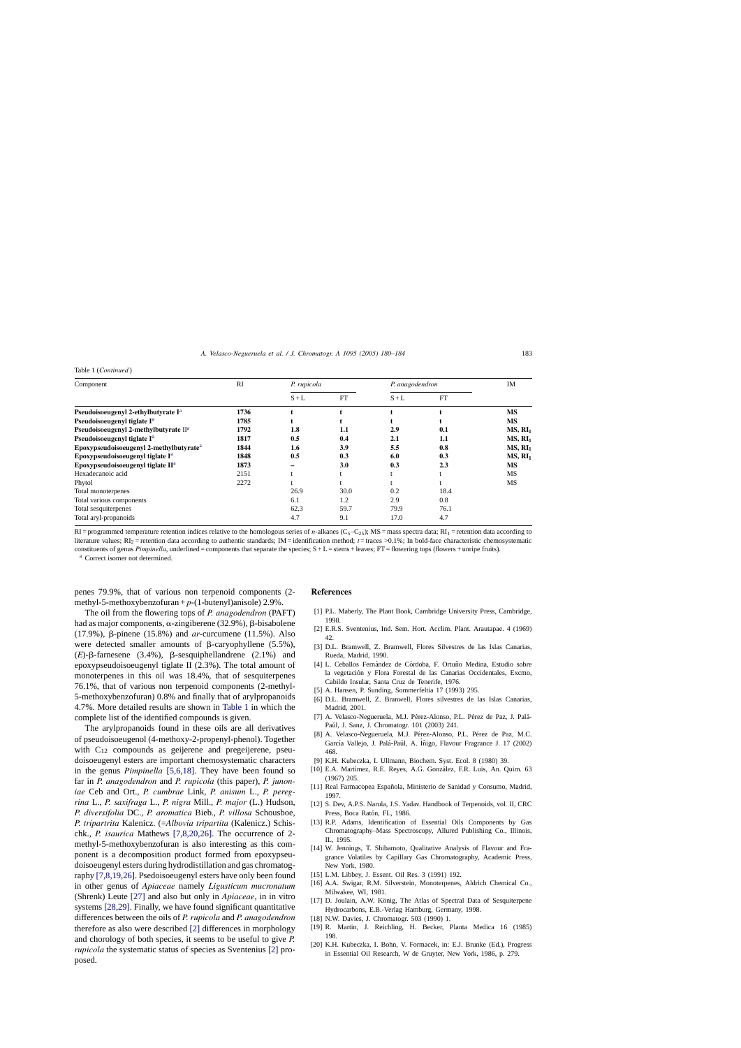Table 1 (*Continued*)

| Component | RI | *P. rupicola* | | *P. anagodendron* | | IM |
|---|---|---|---|---|---|---|
| | | S + L | FT | S + L | FT | |
| **Pseudoisoeugenyl 2-ethylbutyrate I**[a] | **1736** | **t** | **t** | **t** | **t** | **MS** |
| **Pseudoisoeugenyl tiglate I**[a] | **1785** | **t** | **t** | **t** | **t** | **MS** |
| **Pseudoisoeugenyl 2-methylbutyrate II**[a] | **1792** | **1.8** | **1.1** | **2.9** | **0.1** | **MS, $RI_1$** |
| **Pseudoisoeugenyl tiglate I**[a] | **1817** | **0.5** | **0.4** | **2.1** | **1.1** | **MS, $RI_1$** |
| **Epoxypseudoisoeugenyl 2-methylbutyrate**[a] | **1844** | **1.6** | **3.9** | **5.5** | **0.8** | **MS, $RI_1$** |
| **Epoxypseudoisoeugenyl tiglate I**[a] | **1848** | **0.5** | **0.3** | **6.0** | **0.3** | **MS, $RI_1$** |
| **Epoxypseudoisoeugenyl tiglate II**[a] | **1873** | **–** | **3.0** | **0.3** | **2.3** | **MS** |
| Hexadecanoic acid | 2151 | t | t | t | t | MS |
| Phytol | 2272 | t | t | t | t | MS |
| Total monoterpenes | | 26.9 | 30.0 | 0.2 | 18.4 | |
| Total various components | | 6.1 | 1.2 | 2.9 | 0.8 | |
| Total sesquiterpenes | | 62.3 | 59.7 | 79.9 | 76.1 | |
| Total aryl-propanoids | | 4.7 | 9.1 | 17.0 | 4.7 | |

RI = programmed temperature retention indices relative to the homologous series of *n*-alkanes ($C_5$–$C_{25}$); MS = mass spectra data; $RI_1$ = retention data according to literature values; $RI_2$ = retention data according to authentic standards; IM = identification method; *t* = traces >0.1%; In bold-face characteristic chemosystematic constituents of genus *Pimpinella*, underlined = components that separate the species; S + L = stems + leaves; FT = flowering tops (flowers + unripe fruits).

[a] Correct isomer not determined.

penes 79.9%, that of various non terpenoid components (2-methyl-5-methoxybenzofuran + *p*-(1-butenyl)anisole) 2.9%.

The oil from the flowering tops of *P. anagodendron* (PAFT) had as major components, α-zingiberene (32.9%), β-bisabolene (17.9%), β-pinene (15.8%) and *ar*-curcumene (11.5%). Also were detected smaller amounts of β-caryophyllene (5.5%), (*E*)-β-farnesene (3.4%), β-sesquiphellandrene (2.1%) and epoxypseudoisoeugenyl tiglate II (2.3%). The total amount of monoterpenes in this oil was 18.4%, that of sesquiterpenes 76.1%, that of various non terpenoid components (2-methyl-5-methoxybenzofuran) 0.8% and finally that of arylpropanoids 4.7%. More detailed results are shown in Table 1 in which the complete list of the identified compounds is given.

The arylpropanoids found in these oils are all derivatives of pseudoisoeugenol (4-methoxy-2-propenyl-phenol). Together with $C_{12}$ compounds as geijerene and pregeijerene, pseudoisoeugenyl esters are important chemosystematic characters in the genus *Pimpinella* [5,6,18]. They have been found so far in *P. anagodendron* and *P. rupicola* (this paper), *P. junoniae* Ceb and Ort., *P. cumbrae* Link, *P. anisum* L., *P. peregrina* L., *P. saxifraga* L., *P. nigra* Mill., *P. major* (L.) Hudson, *P. diversifolia* DC., *P. aromatica* Bieb., *P. villosa* Schousboe, *P. tripartrita* Kalenicz. (=*Albovia tripartita* (Kalenicz.) Schischk., *P. isaurica* Mathews [7,8,20,26]. The occurrence of 2-methyl-5-methoxybenzofuran is also interesting as this component is a decomposition product formed from epoxypseudoisoeugenyl esters during hydrodistillation and gas chromatography [7,8,19,26]. Psedoisoeugenyl esters have only been found in other genus of *Apiaceae* namely *Ligusticum mucronatum* (Shrenk) Leute [27] and also but only in *Apiaceae*, in vitro systems [28,29]. Finally, we have found significant quantitative differences between the oils of *P. rupicola* and *P. anagodendron* therefore as also were described [2] differences in morphology and chorology of both species, it seems to be useful to give *P. rupicola* the systematic status of species as Sventenius [2] proposed.

## References

[1] P.L. Maberly, The Plant Book, Cambridge University Press, Cambridge, 1998.

[2] E.R.S. Sventenius, Ind. Sem. Hort. Acclim. Plant. Arautapae. 4 (1969) 42.

[3] D.L. Bramwell, Z. Bramwell, Flores Silvestres de las Islas Canarias, Rueda, Madrid, 1990.

[4] L. Ceballos Fernández de Córdoba, F. Ortuño Medina, Estudio sobre la vegetación y Flora Forestal de las Canarias Occidentales, Excmo, Cabildo Insular, Santa Cruz de Tenerife, 1976.

[5] A. Hansen, P. Sunding, Sommerfeltia 17 (1993) 295.

[6] D.L. Bramwell, Z. Branwell, Flores silvestres de las Islas Canarias, Madrid, 2001.

[7] A. Velasco-Negueruela, M.J. Pérez-Alonso, P.L. Pérez de Paz, J. Palá-Paúl, J. Sanz, J. Chromatogr. 101 (2003) 241.

[8] A. Velasco-Negueruela, M.J. Pérez-Alonso, P.L. Pérez de Paz, M.C. García Vallejo, J. Palá-Paúl, A. Íñigo, Flavour Fragrance J. 17 (2002) 468.

[9] K.H. Kubeczka, I. Ullmann, Biochem. Syst. Ecol. 8 (1980) 39.

[10] E.A. Martímez, R.E. Reyes, A.G. González, F.R. Luis, An. Quim. 63 (1967) 205.

[11] Real Farmacopea Española, Ministerio de Sanidad y Consumo, Madrid, 1997.

[12] S. Dev, A.P.S. Narula, J.S. Yadav. Handbook of Terpenoids, vol. II, CRC Press, Boca Ratón, FL, 1986.

[13] R.P. Adams, Identification of Essential Oils Components by Gas Chromatography–Mass Spectroscopy, Allured Publishing Co., Illinois, IL, 1995.

[14] W. Jennings, T. Shibamoto, Qualitative Analysis of Flavour and Fragrance Volatiles by Capillary Gas Chromatography, Academic Press, New York, 1980.

[15] L.M. Libbey, J. Essent. Oil Res. 3 (1991) 192.

[16] A.A. Swigar, R.M. Silverstein, Monoterpenes, Aldrich Chemical Co., Milwakee, WI, 1981.

[17] D. Joulain, A.W. König, The Atlas of Spectral Data of Sesquiterpene Hydrocarbons, E.B.-Verlag Hamburg, Germany, 1998.

[18] N.W. Davies, J. Chromatogr. 503 (1990) 1.

[19] R. Martin, J. Reichling, H. Becker, Planta Medica 16 (1985) 198.

[20] K.H. Kubeczka, I. Bohn, V. Formacek, in: E.J. Brunke (Ed.), Progress in Essential Oil Research, W de Gruyter, New York, 1986, p. 279.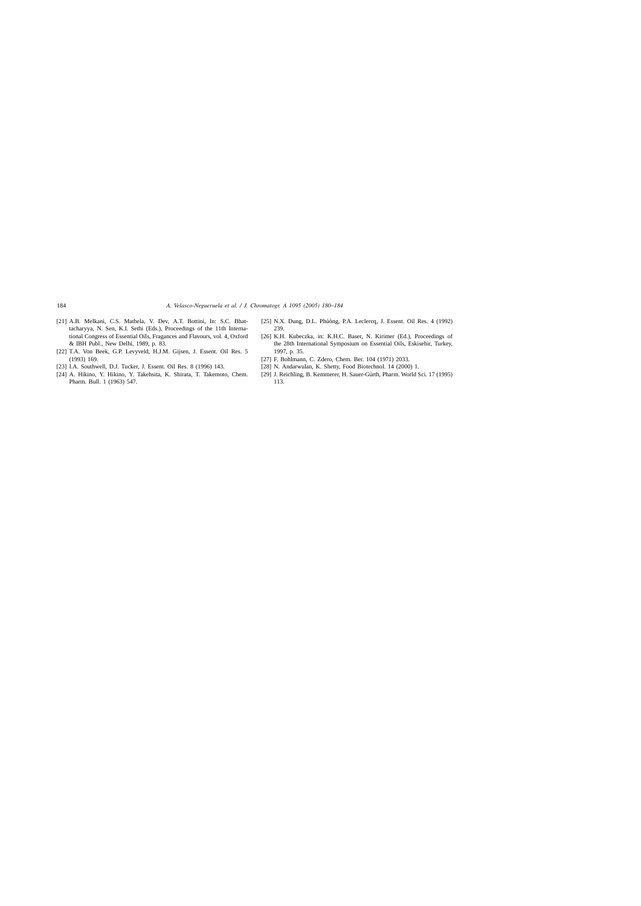[21] A.B. Melkani, C.S. Mathela, V. Dev, A.T. Bottini, In: S.C. Bhattacharyya, N. Sen, K.I. Sethi (Eds.), Proceedings of the 11th International Congress of Essential Oils, Fragances and Flavours, vol. 4, Oxford & IBH Publ., New Delhi, 1989, p. 83.

[22] T.A. Von Beek, G.P. Levyveld, H.J.M. Gijsen, J. Essent. Oil Res. 5 (1993) 169.

[23] I.A. Southwell, D.J. Tucker, J. Essent. Oil Res. 8 (1996) 143.

[24] A. Hikino, Y. Hikino, Y. Takehsita, K. Shirata, T. Takemoto, Chem. Pharm. Bull. 1 (1963) 547.

[25] N.X. Dung, D.L. Phúóng, P.A. Leclercq, J. Essent. Oil Res. 4 (1992) 239.

[26] K.H. Kubeczka, in: K.H.C. Baser, N. Kirimer (Ed.), Proceedings of the 28th International Symposium on Essential Oils, Eskisehir, Turkey, 1997, p. 35.

[27] F. Bohlmann, C. Zdero, Chem. Ber. 104 (1971) 2033.

[28] N. Andarwulan, K. Shetty, Food Biotechnol. 14 (2000) 1.

[29] J. Reichling, B. Kemmerer, H. Sauer-Gürth, Pharm. World Sci. 17 (1995) 113.